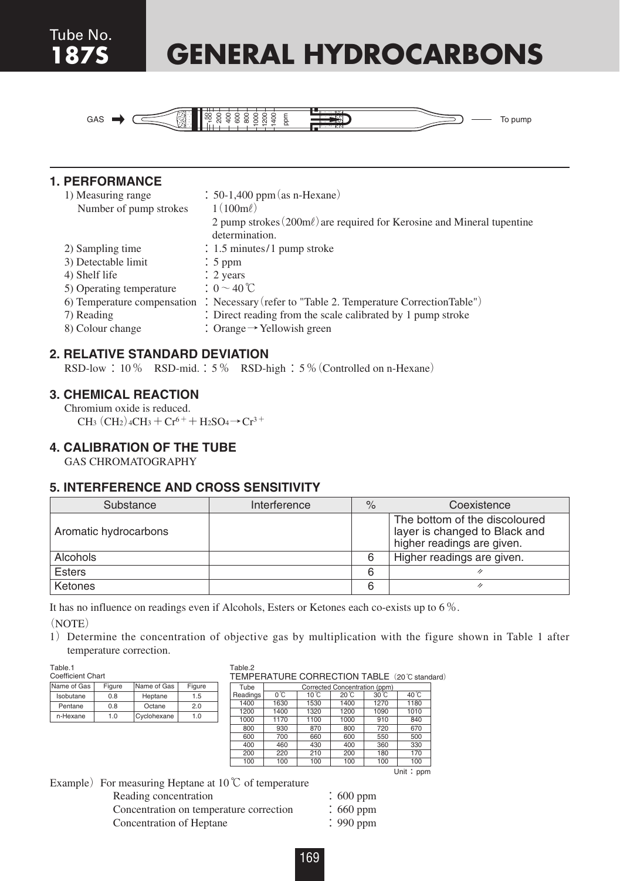# Tube No. 187S GENERAL HYDROCARBONS

GAS ➡ ... To pump

(Tube scale: 100, 200, 400, 600, 800, 1000, 1200, 1400 ppm)

## 1. PERFORMANCE

1) Measuring range : 50-1,400 ppm (as n-Hexane)
   Number of pump strokes 1 (100mℓ)
   2 pump strokes (200mℓ) are required for Kerosine and Mineral tupentine determination.
2) Sampling time : 1.5 minutes/1 pump stroke
3) Detectable limit : 5 ppm
4) Shelf life : 2 years
5) Operating temperature : 0 ~ 40 ℃
6) Temperature compensation : Necessary (refer to "Table 2. Temperature CorrectionTable")
7) Reading : Direct reading from the scale calibrated by 1 pump stroke
8) Colour change : Orange → Yellowish green

## 2. RELATIVE STANDARD DEVIATION

RSD-low : 10 %  RSD-mid. : 5 %  RSD-high : 5 % (Controlled on n-Hexane)

## 3. CHEMICAL REACTION

Chromium oxide is reduced.

$CH_3(CH_2)_4CH_3 + Cr^{6+} + H_2SO_4 \rightarrow Cr^{3+}$

## 4. CALIBRATION OF THE TUBE

GAS CHROMATOGRAPHY

## 5. INTERFERENCE AND CROSS SENSITIVITY

| Substance | Interference | % | Coexistence |
|---|---|---|---|
| Aromatic hydrocarbons | | | The bottom of the discoloured layer is changed to Black and higher readings are given. |
| Alcohols | | 6 | Higher readings are given. |
| Esters | | 6 | 〃 |
| Ketones | | 6 | 〃 |

It has no influence on readings even if Alcohols, Esters or Ketones each co-exists up to 6 %.

(NOTE)

1) Determine the concentration of objective gas by multiplication with the figure shown in Table 1 after temperature correction.

Table.1
Coefficient Chart

| Name of Gas | Figure | Name of Gas | Figure |
|---|---|---|---|
| Isobutane | 0.8 | Heptane | 1.5 |
| Pentane | 0.8 | Octane | 2.0 |
| n-Hexane | 1.0 | Cyclohexane | 1.0 |

Table.2
TEMPERATURE CORRECTION TABLE (20℃ standard)

| Tube Readings | Corrected Concentration (ppm) | | | | |
|---|---|---|---|---|---|
| | 0℃ | 10℃ | 20℃ | 30℃ | 40℃ |
| 1400 | 1630 | 1530 | 1400 | 1270 | 1180 |
| 1200 | 1400 | 1320 | 1200 | 1090 | 1010 |
| 1000 | 1170 | 1100 | 1000 | 910 | 840 |
| 800 | 930 | 870 | 800 | 720 | 670 |
| 600 | 700 | 660 | 600 | 550 | 500 |
| 400 | 460 | 430 | 400 | 360 | 330 |
| 200 | 220 | 210 | 200 | 180 | 170 |
| 100 | 100 | 100 | 100 | 100 | 100 |

Unit : ppm

Example) For measuring Heptane at 10℃ of temperature

Reading concentration : 600 ppm
Concentration on temperature correction : 660 ppm
Concentration of Heptane : 990 ppm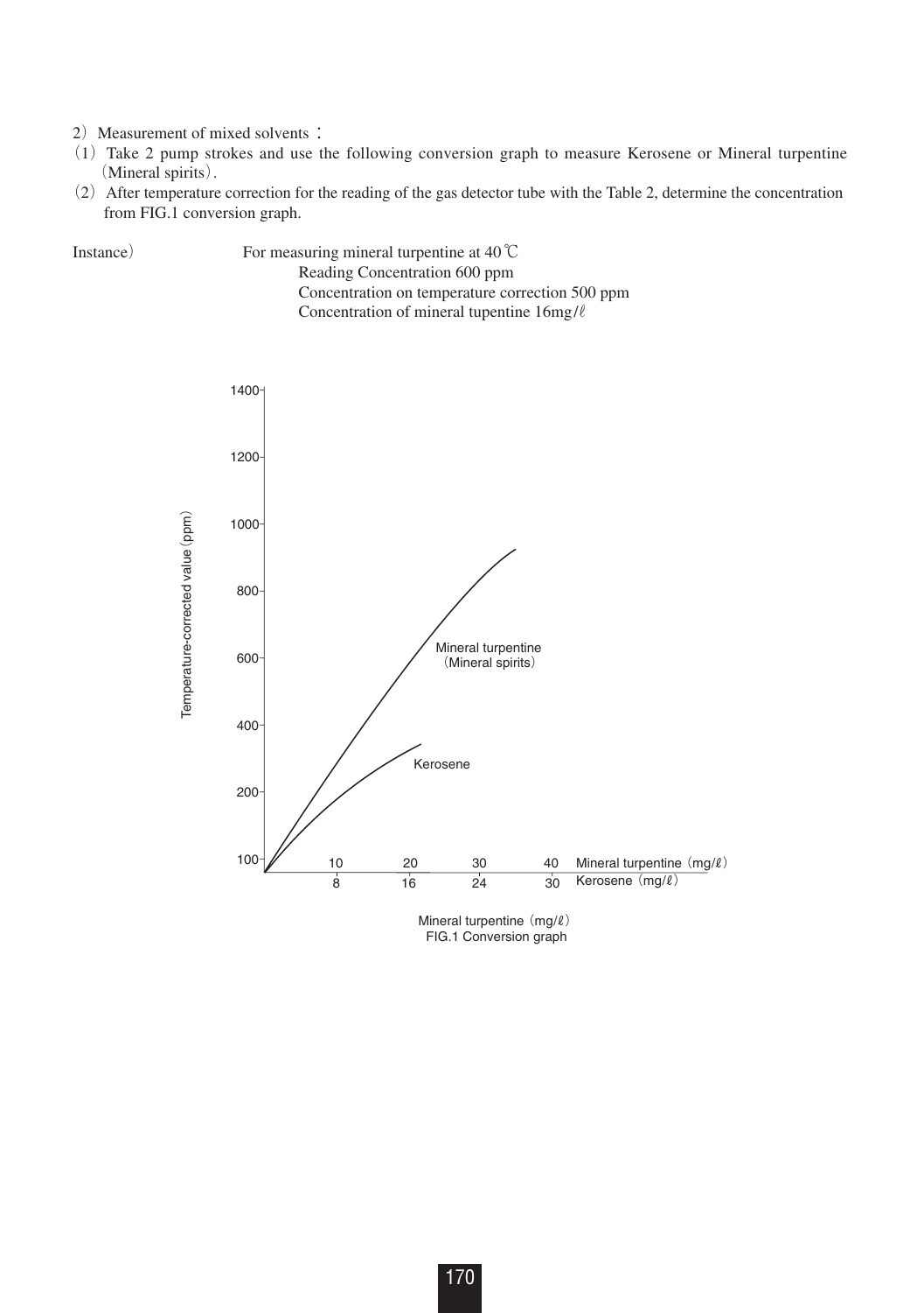2）Measurement of mixed solvents：

（1）Take 2 pump strokes and use the following conversion graph to measure Kerosene or Mineral turpentine（Mineral spirits）.

（2）After temperature correction for the reading of the gas detector tube with the Table 2, determine the concentration from FIG.1 conversion graph.

Instance） For measuring mineral turpentine at 40℃
Reading Concentration 600 ppm
Concentration on temperature correction 500 ppm
Concentration of mineral tupentine 16mg/ℓ

Temperature-corrected value（ppm）

1400
1200
1000
800
600
400
200
100

Mineral turpentine（Mineral spirits）

Kerosene

10 20 30 40 Mineral turpentine（mg/ℓ）

8 16 24 30 Kerosene（mg/ℓ）

Mineral turpentine（mg/ℓ）

FIG.1 Conversion graph